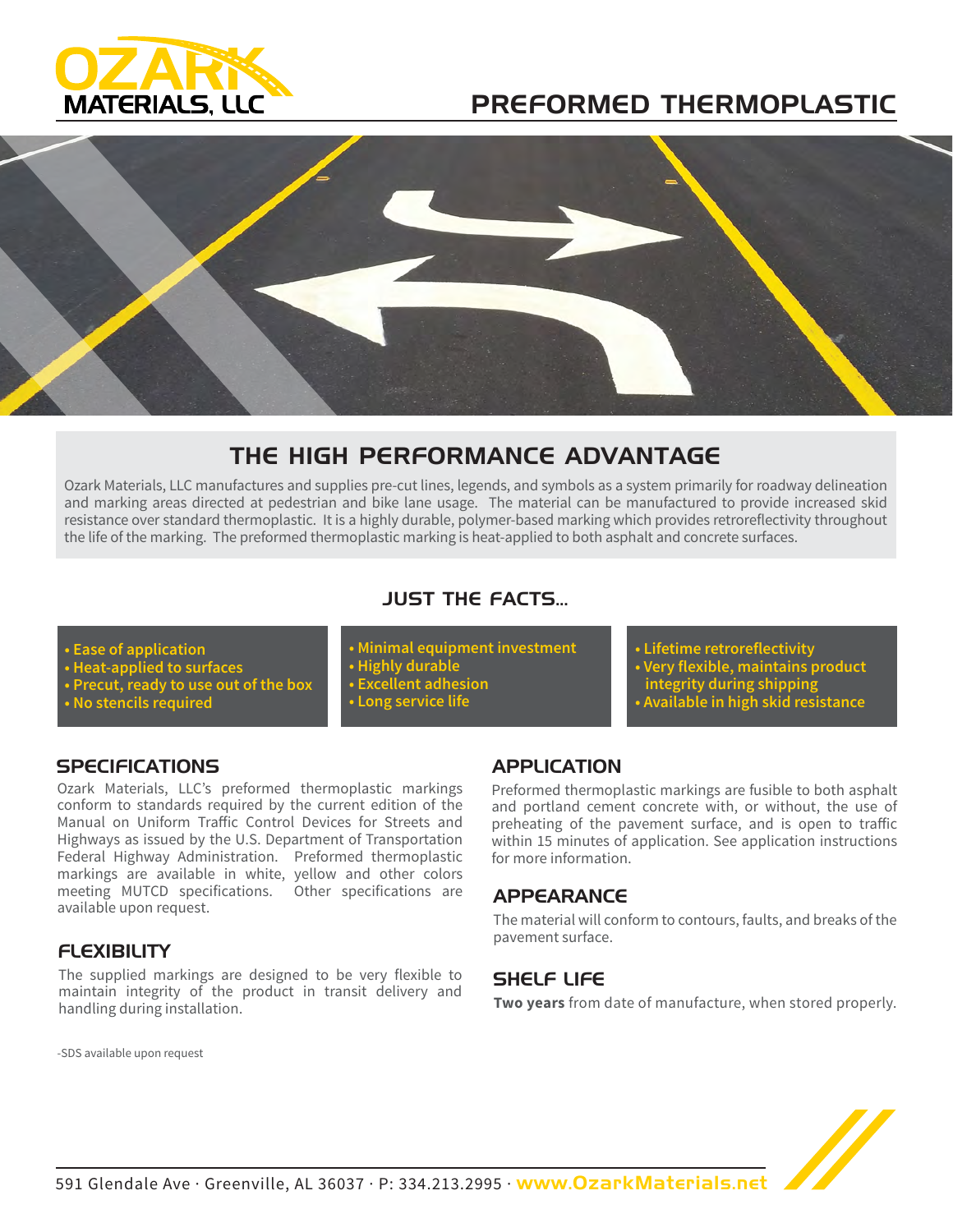# OZARK MATERIALS, LLC

# PREFORMED THERMOPLASTIC

## THE HIGH PERFORMANCE ADVANTAGE

Ozark Materials, LLC manufactures and supplies pre-cut lines, legends, and symbols as a system primarily for roadway delineation and marking areas directed at pedestrian and bike lane usage. The material can be manufactured to provide increased skid resistance over standard thermoplastic. It is a highly durable, polymer-based marking which provides retroreflectivity throughout the life of the marking. The preformed thermoplastic marking is heat-applied to both asphalt and concrete surfaces.

## JUST THE FACTS...

- **Ease of application**
- **Heat-applied to surfaces**
- **Precut, ready to use out of the box**
- **No stencils required**
- **Minimal equipment investment**
- **Highly durable**
- **Excellent adhesion**
- **Long service life**
- **Lifetime retroreflectivity**
- **Very flexible, maintains product integrity during shipping**
- **Available in high skid resistance**

### SPECIFICATIONS

Ozark Materials, LLC's preformed thermoplastic markings conform to standards required by the current edition of the Manual on Uniform Traffic Control Devices for Streets and Highways as issued by the U.S. Department of Transportation Federal Highway Administration. Preformed thermoplastic markings are available in white, yellow and other colors meeting MUTCD specifications. Other specifications are available upon request.

### FLEXIBILITY

The supplied markings are designed to be very flexible to maintain integrity of the product in transit delivery and handling during installation.

### APPLICATION

Preformed thermoplastic markings are fusible to both asphalt and portland cement concrete with, or without, the use of preheating of the pavement surface, and is open to traffic within 15 minutes of application. See application instructions for more information.

### APPEARANCE

The material will conform to contours, faults, and breaks of the pavement surface.

### SHELF LIFE

**Two years** from date of manufacture, when stored properly.

-SDS available upon request

591 Glendale Ave · Greenville, AL 36037 · P: 334.213.2995 · **www.OzarkMaterials.net**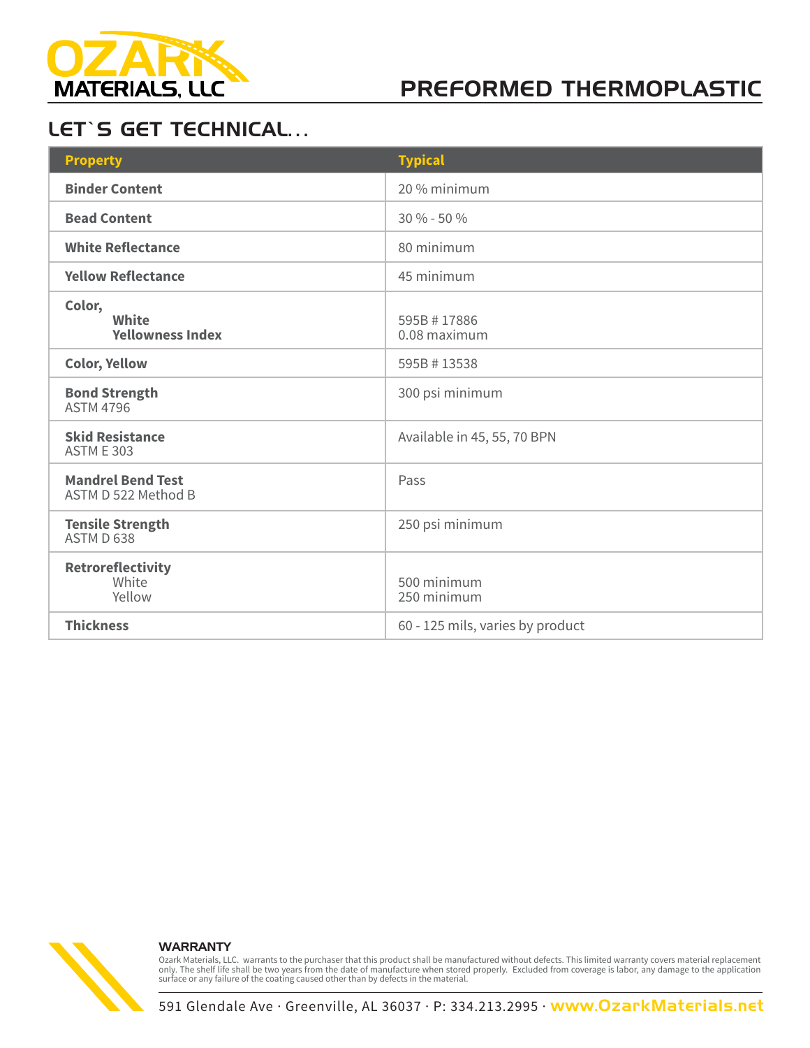# PREFORMED THERMOPLASTIC

## LET`S GET TECHNICAL...

| Property | Typical |
| --- | --- |
| **Binder Content** | 20 % minimum |
| **Bead Content** | 30 % - 50 % |
| **White Reflectance** | 80 minimum |
| **Yellow Reflectance** | 45 minimum |
| **Color,** **White** **Yellowness Index** | 595B # 17886 0.08 maximum |
| **Color, Yellow** | 595B # 13538 |
| **Bond Strength** ASTM 4796 | 300 psi minimum |
| **Skid Resistance** ASTM E 303 | Available in 45, 55, 70 BPN |
| **Mandrel Bend Test** ASTM D 522 Method B | Pass |
| **Tensile Strength** ASTM D 638 | 250 psi minimum |
| **Retroreflectivity** White Yellow | 500 minimum 250 minimum |
| **Thickness** | 60 - 125 mils, varies by product |

**WARRANTY**

Ozark Materials, LLC. warrants to the purchaser that this product shall be manufactured without defects. This limited warranty covers material replacement only. The shelf life shall be two years from the date of manufacture when stored properly. Excluded from coverage is labor, any damage to the application surface or any failure of the coating caused other than by defects in the material.

591 Glendale Ave · Greenville, AL 36037 · P: 334.213.2995 · www.OzarkMaterials.net